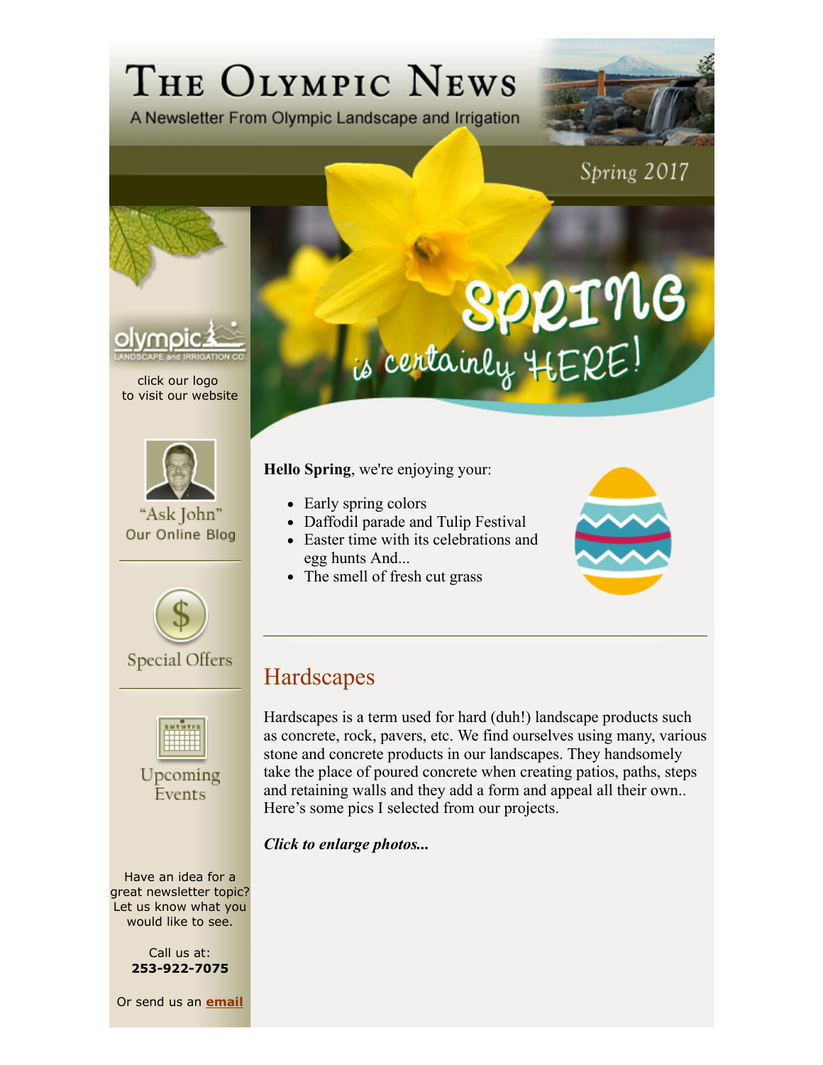# The Olympic News

A Newsletter From Olympic Landscape and Irrigation

Spring 2017

SPRING is certainly HERE!

click our logo
to visit our website

"Ask John"
Our Online Blog

Special Offers

Upcoming Events

Have an idea for a great newsletter topic? Let us know what you would like to see.

Call us at:
**253-922-7075**

Or send us an **email**

**Hello Spring**, we're enjoying your:

- Early spring colors
- Daffodil parade and Tulip Festival
- Easter time with its celebrations and egg hunts And...
- The smell of fresh cut grass

---

## Hardscapes

Hardscapes is a term used for hard (duh!) landscape products such as concrete, rock, pavers, etc. We find ourselves using many, various stone and concrete products in our landscapes. They handsomely take the place of poured concrete when creating patios, paths, steps and retaining walls and they add a form and appeal all their own.. Here's some pics I selected from our projects.

***Click to enlarge photos...***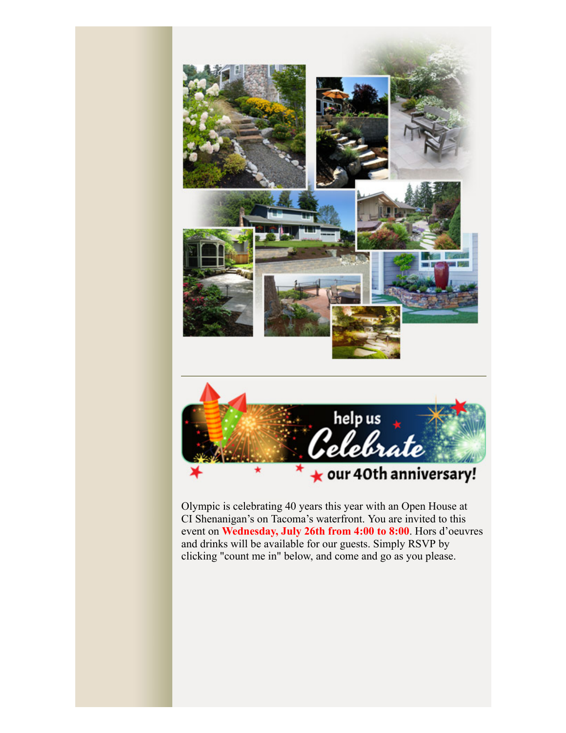help us Celebrate our 40th anniversary!

Olympic is celebrating 40 years this year with an Open House at CI Shenanigan's on Tacoma's waterfront. You are invited to this event on **Wednesday, July 26th from 4:00 to 8:00**. Hors d'oeuvres and drinks will be available for our guests. Simply RSVP by clicking "count me in" below, and come and go as you please.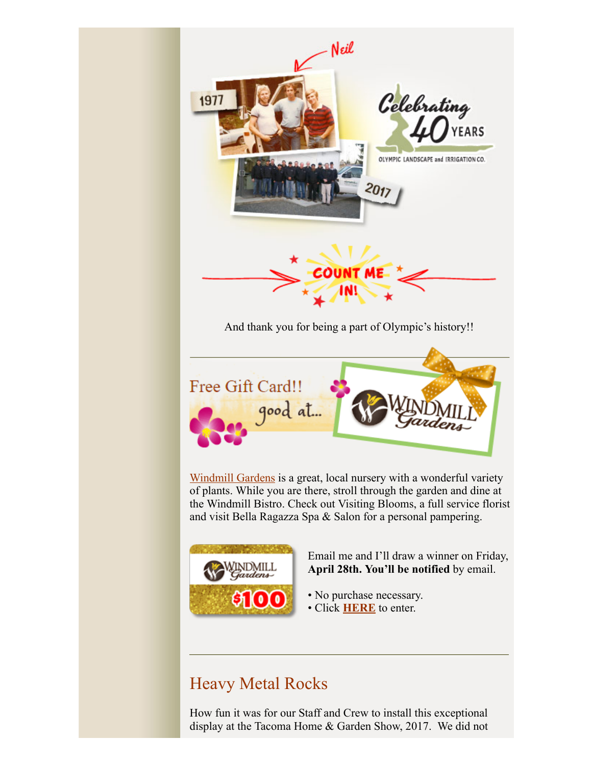Neil

1977

2017

Celebrating 40 YEARS

OLYMPIC LANDSCAPE and IRRIGATION CO.

COUNT ME IN!

And thank you for being a part of Olympic's history!!

---

Free Gift Card!! good at... Windmill Gardens

Windmill Gardens is a great, local nursery with a wonderful variety of plants. While you are there, stroll through the garden and dine at the Windmill Bistro. Check out Visiting Blooms, a full service florist and visit Bella Ragazza Spa & Salon for a personal pampering.

Email me and I'll draw a winner on Friday, **April 28th. You'll be notified** by email.

- No purchase necessary.
- Click **HERE** to enter.

---

## Heavy Metal Rocks

How fun it was for our Staff and Crew to install this exceptional display at the Tacoma Home & Garden Show, 2017. We did not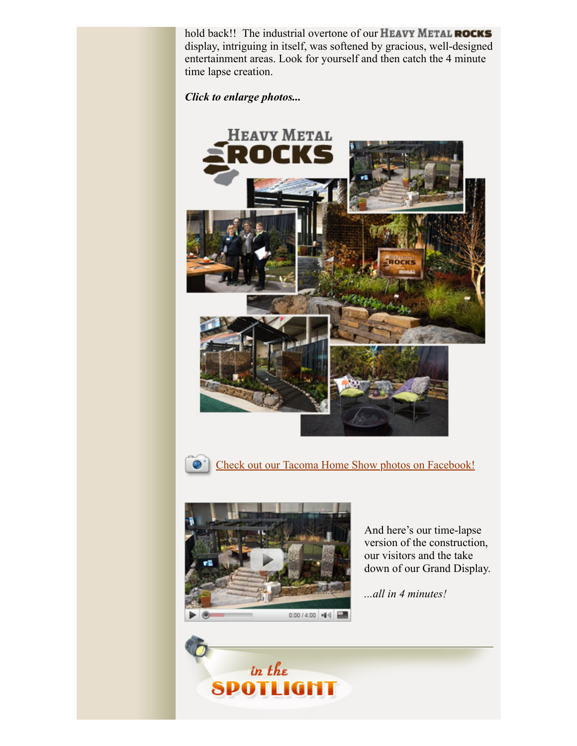hold back!! The industrial overtone of our HEAVY METAL ROCKS display, intriguing in itself, was softened by gracious, well-designed entertainment areas. Look for yourself and then catch the 4 minute time lapse creation.

***Click to enlarge photos...***

Check out our Tacoma Home Show photos on Facebook!

And here's our time-lapse version of the construction, our visitors and the take down of our Grand Display.

*...all in 4 minutes!*

in the SPOTLIGHT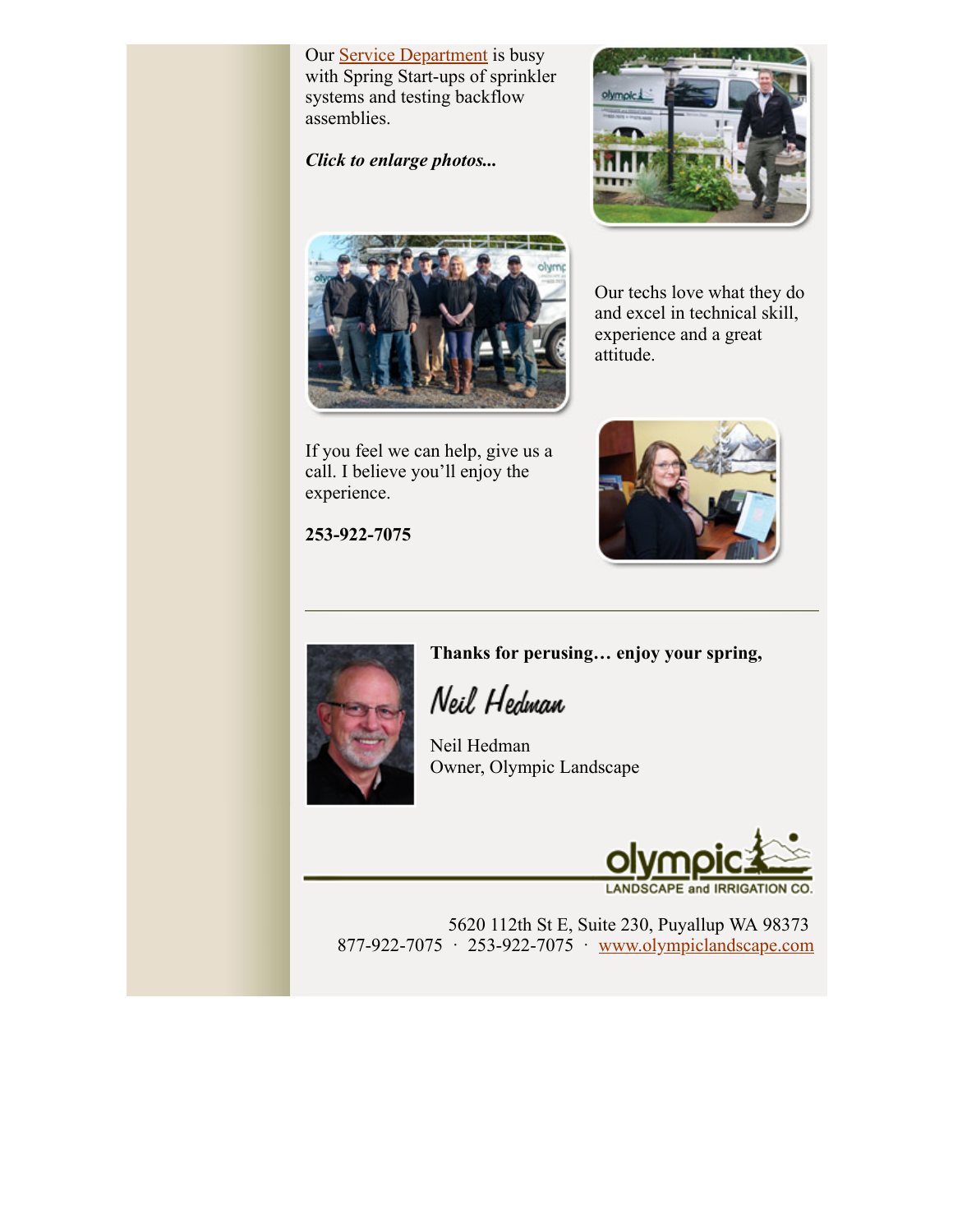Our Service Department is busy with Spring Start-ups of sprinkler systems and testing backflow assemblies.

***Click to enlarge photos...***

Our techs love what they do and excel in technical skill, experience and a great attitude.

If you feel we can help, give us a call. I believe you'll enjoy the experience.

**253-922-7075**

---

**Thanks for perusing… enjoy your spring,**

*Neil Hedman*

Neil Hedman
Owner, Olympic Landscape

olympic
LANDSCAPE and IRRIGATION CO.

5620 112th St E, Suite 230, Puyallup WA 98373
877-922-7075 · 253-922-7075 · www.olympiclandscape.com